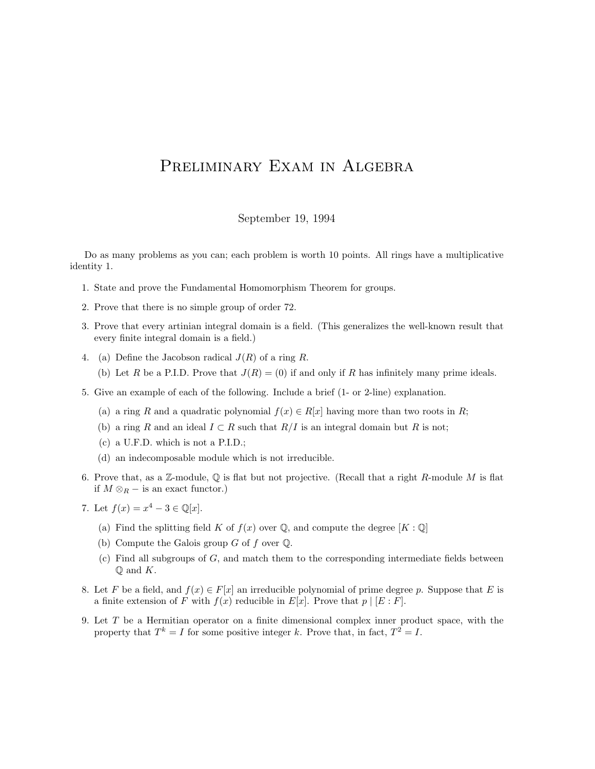# Preliminary Exam in Algebra

September 19, 1994

Do as many problems as you can; each problem is worth 10 points. All rings have a multiplicative identity 1.

1. State and prove the Fundamental Homomorphism Theorem for groups.

2. Prove that there is no simple group of order 72.

3. Prove that every artinian integral domain is a field. (This generalizes the well-known result that every finite integral domain is a field.)

4. (a) Define the Jacobson radical $J(R)$ of a ring $R$.

   (b) Let $R$ be a P.I.D. Prove that $J(R) = (0)$ if and only if $R$ has infinitely many prime ideals.

5. Give an example of each of the following. Include a brief (1- or 2-line) explanation.

   (a) a ring $R$ and a quadratic polynomial $f(x) \in R[x]$ having more than two roots in $R$;

   (b) a ring $R$ and an ideal $I \subset R$ such that $R/I$ is an integral domain but $R$ is not;

   (c) a U.F.D. which is not a P.I.D.;

   (d) an indecomposable module which is not irreducible.

6. Prove that, as a $\mathbb{Z}$-module, $\mathbb{Q}$ is flat but not projective. (Recall that a right $R$-module $M$ is flat if $M \otimes_R -$ is an exact functor.)

7. Let $f(x) = x^4 - 3 \in \mathbb{Q}[x]$.

   (a) Find the splitting field $K$ of $f(x)$ over $\mathbb{Q}$, and compute the degree $[K : \mathbb{Q}]$

   (b) Compute the Galois group $G$ of $f$ over $\mathbb{Q}$.

   (c) Find all subgroups of $G$, and match them to the corresponding intermediate fields between $\mathbb{Q}$ and $K$.

8. Let $F$ be a field, and $f(x) \in F[x]$ an irreducible polynomial of prime degree $p$. Suppose that $E$ is a finite extension of $F$ with $f(x)$ reducible in $E[x]$. Prove that $p \mid [E : F]$.

9. Let $T$ be a Hermitian operator on a finite dimensional complex inner product space, with the property that $T^k = I$ for some positive integer $k$. Prove that, in fact, $T^2 = I$.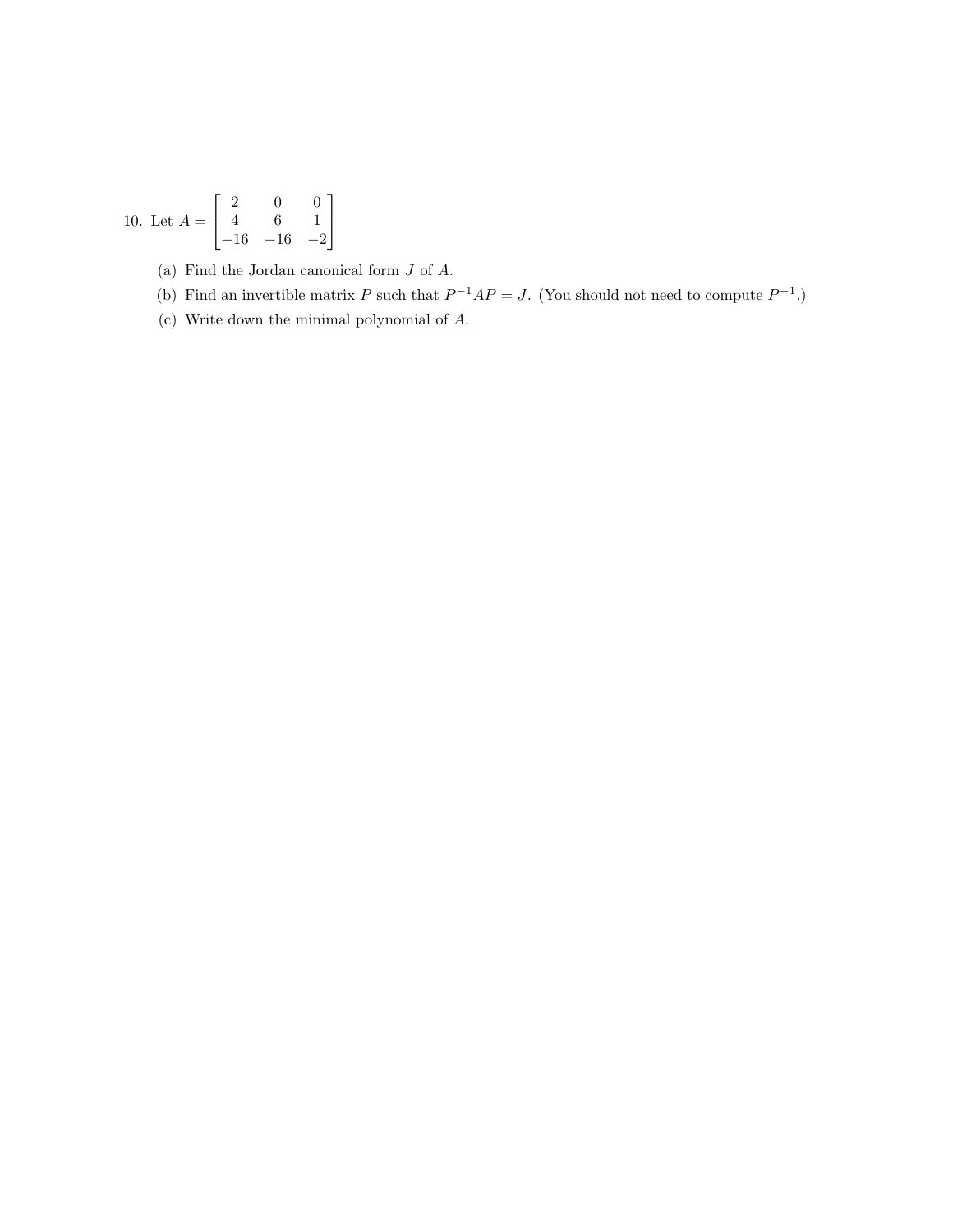10. Let $A = \begin{bmatrix} 2 & 0 & 0 \\ 4 & 6 & 1 \\ -16 & -16 & -2 \end{bmatrix}$

(a) Find the Jordan canonical form $J$ of $A$.

(b) Find an invertible matrix $P$ such that $P^{-1}AP = J$. (You should not need to compute $P^{-1}$.)

(c) Write down the minimal polynomial of $A$.